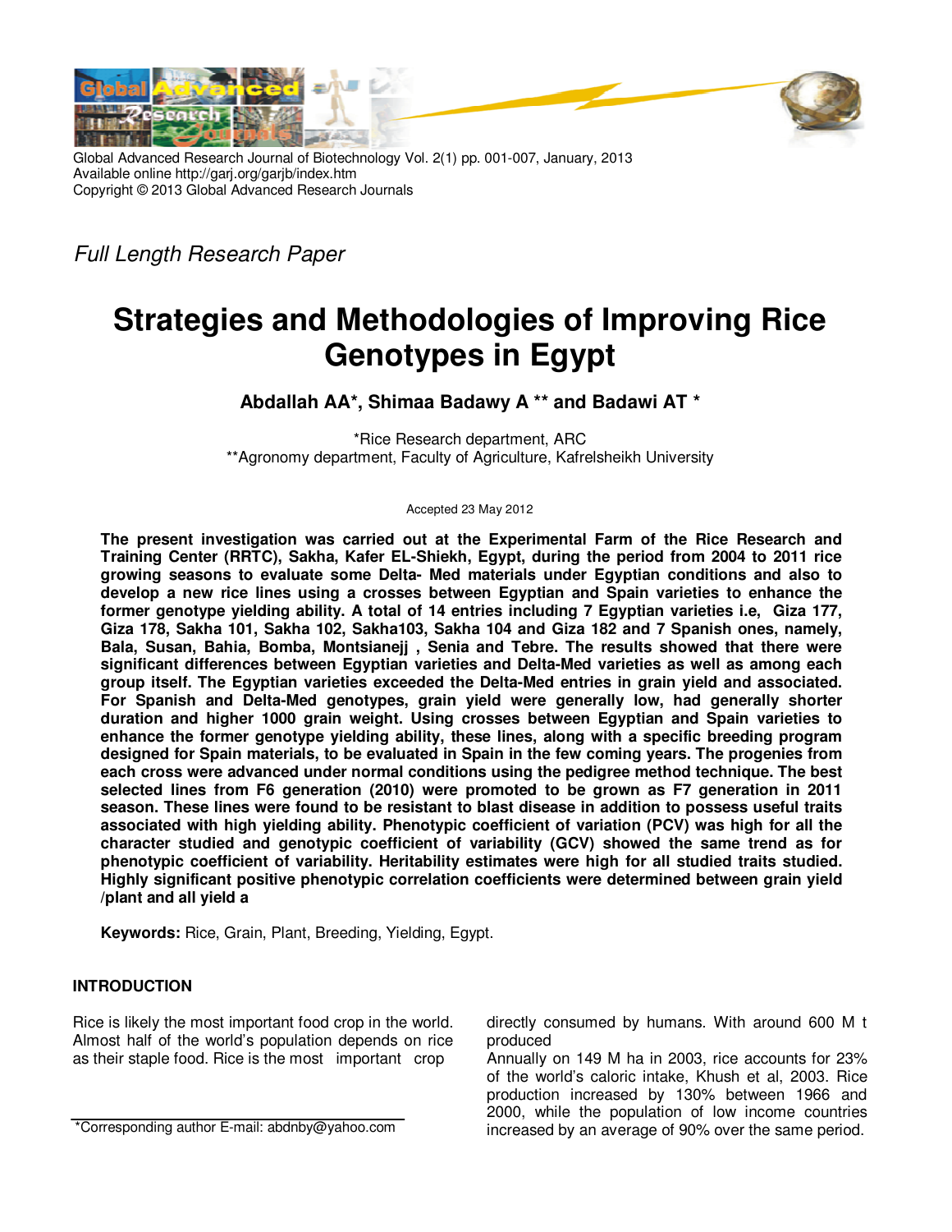*Full Length Research Paper*

# Strategies and Methodologies of Improving Rice Genotypes in Egypt

**Abdallah AA*, Shimaa Badawy A ** and Badawi AT ***

*Rice Research department, ARC

**Agronomy department, Faculty of Agriculture, Kafrelsheikh University

Accepted 23 May 2012

**The present investigation was carried out at the Experimental Farm of the Rice Research and Training Center (RRTC), Sakha, Kafer EL-Shiekh, Egypt, during the period from 2004 to 2011 rice growing seasons to evaluate some Delta- Med materials under Egyptian conditions and also to develop a new rice lines using a crosses between Egyptian and Spain varieties to enhance the former genotype yielding ability. A total of 14 entries including 7 Egyptian varieties i.e, Giza 177, Giza 178, Sakha 101, Sakha 102, Sakha103, Sakha 104 and Giza 182 and 7 Spanish ones, namely, Bala, Susan, Bahia, Bomba, Montsianejj , Senia and Tebre. The results showed that there were significant differences between Egyptian varieties and Delta-Med varieties as well as among each group itself. The Egyptian varieties exceeded the Delta-Med entries in grain yield and associated. For Spanish and Delta-Med genotypes, grain yield were generally low, had generally shorter duration and higher 1000 grain weight. Using crosses between Egyptian and Spain varieties to enhance the former genotype yielding ability, these lines, along with a specific breeding program designed for Spain materials, to be evaluated in Spain in the few coming years. The progenies from each cross were advanced under normal conditions using the pedigree method technique. The best selected lines from F6 generation (2010) were promoted to be grown as F7 generation in 2011 season. These lines were found to be resistant to blast disease in addition to possess useful traits associated with high yielding ability. Phenotypic coefficient of variation (PCV) was high for all the character studied and genotypic coefficient of variability (GCV) showed the same trend as for phenotypic coefficient of variability. Heritability estimates were high for all studied traits studied. Highly significant positive phenotypic correlation coefficients were determined between grain yield /plant and all yield a**

**Keywords:** Rice, Grain, Plant, Breeding, Yielding, Egypt.

## INTRODUCTION

Rice is likely the most important food crop in the world. Almost half of the world's population depends on rice as their staple food. Rice is the most important crop directly consumed by humans. With around 600 M t produced

Annually on 149 M ha in 2003, rice accounts for 23% of the world's caloric intake, Khush et al, 2003. Rice production increased by 130% between 1966 and 2000, while the population of low income countries increased by an average of 90% over the same period.

*Corresponding author E-mail: abdnby@yahoo.com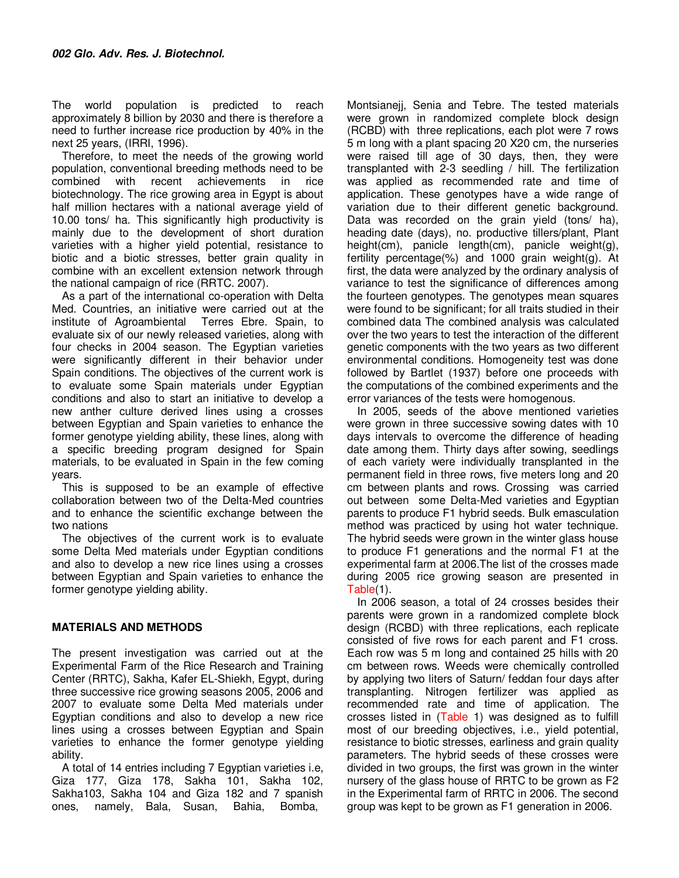The world population is predicted to reach approximately 8 billion by 2030 and there is therefore a need to further increase rice production by 40% in the next 25 years, (IRRI, 1996).

Therefore, to meet the needs of the growing world population, conventional breeding methods need to be combined with recent achievements in rice biotechnology. The rice growing area in Egypt is about half million hectares with a national average yield of 10.00 tons/ ha. This significantly high productivity is mainly due to the development of short duration varieties with a higher yield potential, resistance to biotic and a biotic stresses, better grain quality in combine with an excellent extension network through the national campaign of rice (RRTC. 2007).

As a part of the international co-operation with Delta Med. Countries, an initiative were carried out at the institute of Agroambiental Terres Ebre. Spain, to evaluate six of our newly released varieties, along with four checks in 2004 season. The Egyptian varieties were significantly different in their behavior under Spain conditions. The objectives of the current work is to evaluate some Spain materials under Egyptian conditions and also to start an initiative to develop a new anther culture derived lines using a crosses between Egyptian and Spain varieties to enhance the former genotype yielding ability, these lines, along with a specific breeding program designed for Spain materials, to be evaluated in Spain in the few coming years.

This is supposed to be an example of effective collaboration between two of the Delta-Med countries and to enhance the scientific exchange between the two nations

The objectives of the current work is to evaluate some Delta Med materials under Egyptian conditions and also to develop a new rice lines using a crosses between Egyptian and Spain varieties to enhance the former genotype yielding ability.

## MATERIALS AND METHODS

The present investigation was carried out at the Experimental Farm of the Rice Research and Training Center (RRTC), Sakha, Kafer EL-Shiekh, Egypt, during three successive rice growing seasons 2005, 2006 and 2007 to evaluate some Delta Med materials under Egyptian conditions and also to develop a new rice lines using a crosses between Egyptian and Spain varieties to enhance the former genotype yielding ability.

A total of 14 entries including 7 Egyptian varieties i.e, Giza 177, Giza 178, Sakha 101, Sakha 102, Sakha103, Sakha 104 and Giza 182 and 7 spanish ones, namely, Bala, Susan, Bahia, Bomba, Montsianejj, Senia and Tebre. The tested materials were grown in randomized complete block design (RCBD) with three replications, each plot were 7 rows 5 m long with a plant spacing 20 X20 cm, the nurseries were raised till age of 30 days, then, they were transplanted with 2-3 seedling / hill. The fertilization was applied as recommended rate and time of application. These genotypes have a wide range of variation due to their different genetic background. Data was recorded on the grain yield (tons/ ha), heading date (days), no. productive tillers/plant, Plant height(cm), panicle length(cm), panicle weight(g), fertility percentage(%) and 1000 grain weight(g). At first, the data were analyzed by the ordinary analysis of variance to test the significance of differences among the fourteen genotypes. The genotypes mean squares were found to be significant; for all traits studied in their combined data The combined analysis was calculated over the two years to test the interaction of the different genetic components with the two years as two different environmental conditions. Homogeneity test was done followed by Bartlet (1937) before one proceeds with the computations of the combined experiments and the error variances of the tests were homogenous.

In 2005, seeds of the above mentioned varieties were grown in three successive sowing dates with 10 days intervals to overcome the difference of heading date among them. Thirty days after sowing, seedlings of each variety were individually transplanted in the permanent field in three rows, five meters long and 20 cm between plants and rows. Crossing was carried out between some Delta-Med varieties and Egyptian parents to produce F1 hybrid seeds. Bulk emasculation method was practiced by using hot water technique. The hybrid seeds were grown in the winter glass house to produce F1 generations and the normal F1 at the experimental farm at 2006.The list of the crosses made during 2005 rice growing season are presented in Table(1).

In 2006 season, a total of 24 crosses besides their parents were grown in a randomized complete block design (RCBD) with three replications, each replicate consisted of five rows for each parent and F1 cross. Each row was 5 m long and contained 25 hills with 20 cm between rows. Weeds were chemically controlled by applying two liters of Saturn/ feddan four days after transplanting. Nitrogen fertilizer was applied as recommended rate and time of application. The crosses listed in (Table 1) was designed as to fulfill most of our breeding objectives, i.e., yield potential, resistance to biotic stresses, earliness and grain quality parameters. The hybrid seeds of these crosses were divided in two groups, the first was grown in the winter nursery of the glass house of RRTC to be grown as F2 in the Experimental farm of RRTC in 2006. The second group was kept to be grown as F1 generation in 2006.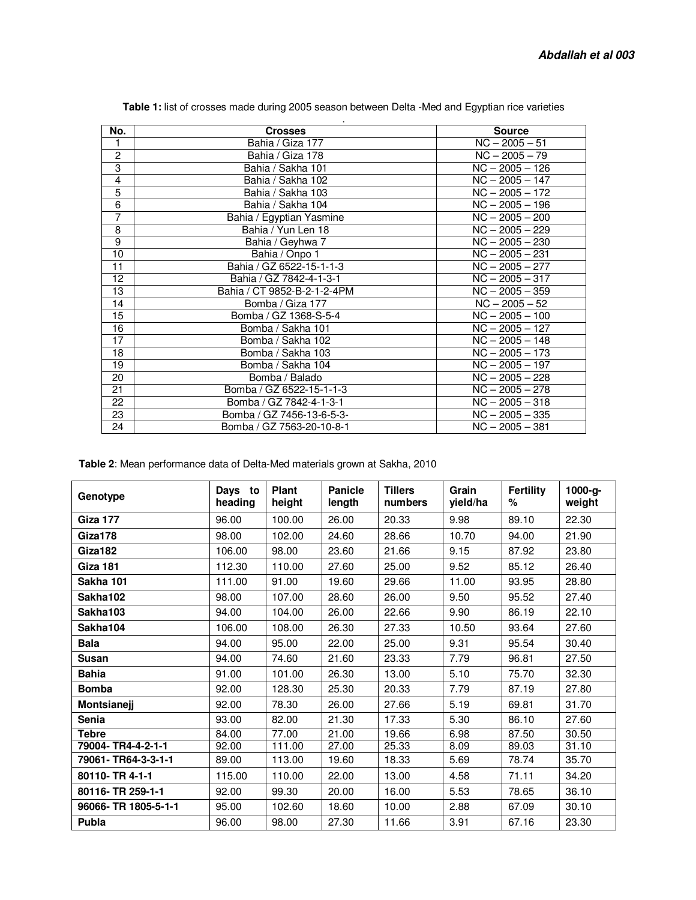**Table 1:** list of crosses made during 2005 season between Delta -Med and Egyptian rice varieties

| No. | Crosses | Source |
|---|---|---|
| 1 | Bahia / Giza 177 | NC – 2005 – 51 |
| 2 | Bahia / Giza 178 | NC – 2005 – 79 |
| 3 | Bahia / Sakha 101 | NC – 2005 – 126 |
| 4 | Bahia / Sakha 102 | NC – 2005 – 147 |
| 5 | Bahia / Sakha 103 | NC – 2005 – 172 |
| 6 | Bahia / Sakha 104 | NC – 2005 – 196 |
| 7 | Bahia / Egyptian Yasmine | NC – 2005 – 200 |
| 8 | Bahia / Yun Len 18 | NC – 2005 – 229 |
| 9 | Bahia / Geyhwa 7 | NC – 2005 – 230 |
| 10 | Bahia / Onpo 1 | NC – 2005 – 231 |
| 11 | Bahia / GZ 6522-15-1-1-3 | NC – 2005 – 277 |
| 12 | Bahia / GZ 7842-4-1-3-1 | NC – 2005 – 317 |
| 13 | Bahia / CT 9852-B-2-1-2-4PM | NC – 2005 – 359 |
| 14 | Bomba / Giza 177 | NC – 2005 – 52 |
| 15 | Bomba / GZ 1368-S-5-4 | NC – 2005 – 100 |
| 16 | Bomba / Sakha 101 | NC – 2005 – 127 |
| 17 | Bomba / Sakha 102 | NC – 2005 – 148 |
| 18 | Bomba / Sakha 103 | NC – 2005 – 173 |
| 19 | Bomba / Sakha 104 | NC – 2005 – 197 |
| 20 | Bomba / Balado | NC – 2005 – 228 |
| 21 | Bomba / GZ 6522-15-1-1-3 | NC – 2005 – 278 |
| 22 | Bomba / GZ 7842-4-1-3-1 | NC – 2005 – 318 |
| 23 | Bomba / GZ 7456-13-6-5-3- | NC – 2005 – 335 |
| 24 | Bomba / GZ 7563-20-10-8-1 | NC – 2005 – 381 |

**Table 2**: Mean performance data of Delta-Med materials grown at Sakha, 2010

| Genotype | Days to heading | Plant height | Panicle length | Tillers numbers | Grain yield/ha | Fertility % | 1000-g-weight |
|---|---|---|---|---|---|---|---|
| **Giza 177** | 96.00 | 100.00 | 26.00 | 20.33 | 9.98 | 89.10 | 22.30 |
| **Giza178** | 98.00 | 102.00 | 24.60 | 28.66 | 10.70 | 94.00 | 21.90 |
| **Giza182** | 106.00 | 98.00 | 23.60 | 21.66 | 9.15 | 87.92 | 23.80 |
| **Giza 181** | 112.30 | 110.00 | 27.60 | 25.00 | 9.52 | 85.12 | 26.40 |
| **Sakha 101** | 111.00 | 91.00 | 19.60 | 29.66 | 11.00 | 93.95 | 28.80 |
| **Sakha102** | 98.00 | 107.00 | 28.60 | 26.00 | 9.50 | 95.52 | 27.40 |
| **Sakha103** | 94.00 | 104.00 | 26.00 | 22.66 | 9.90 | 86.19 | 22.10 |
| **Sakha104** | 106.00 | 108.00 | 26.30 | 27.33 | 10.50 | 93.64 | 27.60 |
| **Bala** | 94.00 | 95.00 | 22.00 | 25.00 | 9.31 | 95.54 | 30.40 |
| **Susan** | 94.00 | 74.60 | 21.60 | 23.33 | 7.79 | 96.81 | 27.50 |
| **Bahia** | 91.00 | 101.00 | 26.30 | 13.00 | 5.10 | 75.70 | 32.30 |
| **Bomba** | 92.00 | 128.30 | 25.30 | 20.33 | 7.79 | 87.19 | 27.80 |
| **Montsianejj** | 92.00 | 78.30 | 26.00 | 27.66 | 5.19 | 69.81 | 31.70 |
| **Senia** | 93.00 | 82.00 | 21.30 | 17.33 | 5.30 | 86.10 | 27.60 |
| **Tebre** | 84.00 | 77.00 | 21.00 | 19.66 | 6.98 | 87.50 | 30.50 |
| **79004- TR4-4-2-1-1** | 92.00 | 111.00 | 27.00 | 25.33 | 8.09 | 89.03 | 31.10 |
| **79061- TR64-3-3-1-1** | 89.00 | 113.00 | 19.60 | 18.33 | 5.69 | 78.74 | 35.70 |
| **80110- TR 4-1-1** | 115.00 | 110.00 | 22.00 | 13.00 | 4.58 | 71.11 | 34.20 |
| **80116- TR 259-1-1** | 92.00 | 99.30 | 20.00 | 16.00 | 5.53 | 78.65 | 36.10 |
| **96066- TR 1805-5-1-1** | 95.00 | 102.60 | 18.60 | 10.00 | 2.88 | 67.09 | 30.10 |
| **Publa** | 96.00 | 98.00 | 27.30 | 11.66 | 3.91 | 67.16 | 23.30 |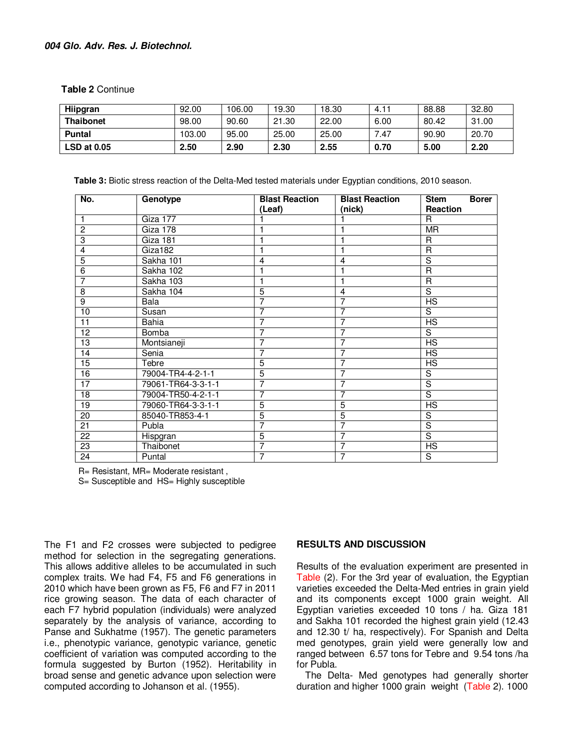**Table 2** Continue

| Hiipgran | 92.00 | 106.00 | 19.30 | 18.30 | 4.11 | 88.88 | 32.80 |
|---|---|---|---|---|---|---|---|
| Thaibonet | 98.00 | 90.60 | 21.30 | 22.00 | 6.00 | 80.42 | 31.00 |
| Puntal | 103.00 | 95.00 | 25.00 | 25.00 | 7.47 | 90.90 | 20.70 |
| **LSD at 0.05** | **2.50** | **2.90** | **2.30** | **2.55** | **0.70** | **5.00** | **2.20** |

**Table 3:** Biotic stress reaction of the Delta-Med tested materials under Egyptian conditions, 2010 season.

| No. | Genotype | Blast Reaction (Leaf) | Blast Reaction (nick) | Stem Borer Reaction |
|---|---|---|---|---|
| 1 | Giza 177 | 1 | 1 | R |
| 2 | Giza 178 | 1 | 1 | MR |
| 3 | Giza 181 | 1 | 1 | R |
| 4 | Giza182 | 1 | 1 | R |
| 5 | Sakha 101 | 4 | 4 | S |
| 6 | Sakha 102 | 1 | 1 | R |
| 7 | Sakha 103 | 1 | 1 | R |
| 8 | Sakha 104 | 5 | 4 | S |
| 9 | Bala | 7 | 7 | HS |
| 10 | Susan | 7 | 7 | S |
| 11 | Bahia | 7 | 7 | HS |
| 12 | Bomba | 7 | 7 | S |
| 13 | Montsianeji | 7 | 7 | HS |
| 14 | Senia | 7 | 7 | HS |
| 15 | Tebre | 5 | 7 | HS |
| 16 | 79004-TR4-4-2-1-1 | 5 | 7 | S |
| 17 | 79061-TR64-3-3-1-1 | 7 | 7 | S |
| 18 | 79004-TR50-4-2-1-1 | 7 | 7 | S |
| 19 | 79060-TR64-3-3-1-1 | 5 | 5 | HS |
| 20 | 85040-TR853-4-1 | 5 | 5 | S |
| 21 | Publa | 7 | 7 | S |
| 22 | Hispgran | 5 | 7 | S |
| 23 | Thaibonet | 7 | 7 | HS |
| 24 | Puntal | 7 | 7 | S |

R= Resistant, MR= Moderate resistant ,
S= Susceptible and HS= Highly susceptible

The F1 and F2 crosses were subjected to pedigree method for selection in the segregating generations. This allows additive alleles to be accumulated in such complex traits. We had F4, F5 and F6 generations in 2010 which have been grown as F5, F6 and F7 in 2011 rice growing season. The data of each character of each F7 hybrid population (individuals) were analyzed separately by the analysis of variance, according to Panse and Sukhatme (1957). The genetic parameters i.e., phenotypic variance, genotypic variance, genetic coefficient of variation was computed according to the formula suggested by Burton (1952). Heritability in broad sense and genetic advance upon selection were computed according to Johanson et al. (1955).

## RESULTS AND DISCUSSION

Results of the evaluation experiment are presented in Table (2). For the 3rd year of evaluation, the Egyptian varieties exceeded the Delta-Med entries in grain yield and its components except 1000 grain weight. All Egyptian varieties exceeded 10 tons / ha. Giza 181 and Sakha 101 recorded the highest grain yield (12.43 and 12.30 t/ ha, respectively). For Spanish and Delta med genotypes, grain yield were generally low and ranged between 6.57 tons for Tebre and 9.54 tons /ha for Publa.

The Delta- Med genotypes had generally shorter duration and higher 1000 grain weight (Table 2). 1000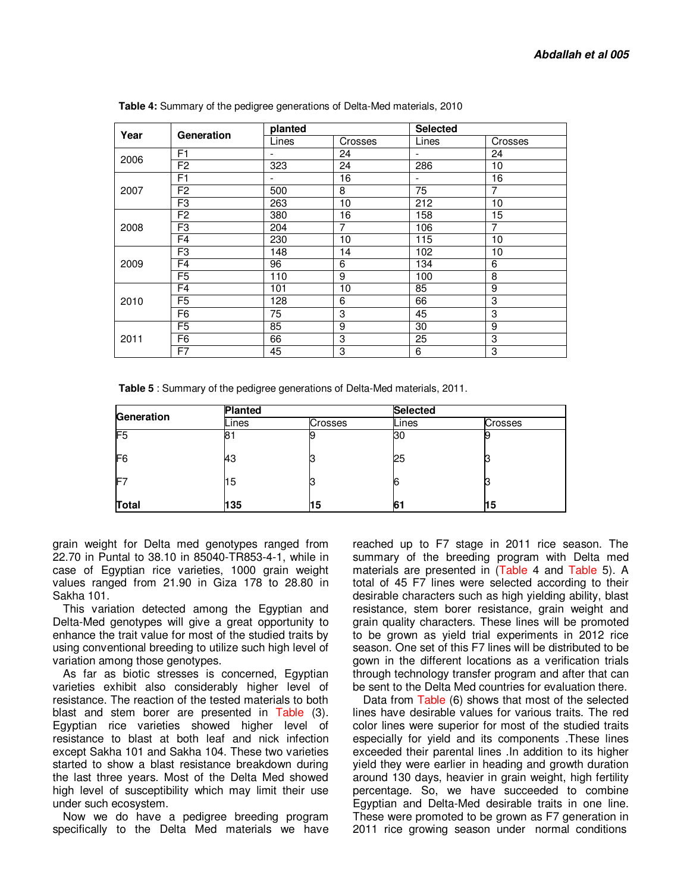**Table 4:** Summary of the pedigree generations of Delta-Med materials, 2010

| Year | Generation | planted | | Selected | |
|---|---|---|---|---|---|
| | | Lines | Crosses | Lines | Crosses |
| 2006 | F1 | - | 24 | - | 24 |
| | F2 | 323 | 24 | 286 | 10 |
| 2007 | F1 | - | 16 | - | 16 |
| | F2 | 500 | 8 | 75 | 7 |
| | F3 | 263 | 10 | 212 | 10 |
| 2008 | F2 | 380 | 16 | 158 | 15 |
| | F3 | 204 | 7 | 106 | 7 |
| | F4 | 230 | 10 | 115 | 10 |
| 2009 | F3 | 148 | 14 | 102 | 10 |
| | F4 | 96 | 6 | 134 | 6 |
| | F5 | 110 | 9 | 100 | 8 |
| 2010 | F4 | 101 | 10 | 85 | 9 |
| | F5 | 128 | 6 | 66 | 3 |
| | F6 | 75 | 3 | 45 | 3 |
| 2011 | F5 | 85 | 9 | 30 | 9 |
| | F6 | 66 | 3 | 25 | 3 |
| | F7 | 45 | 3 | 6 | 3 |

**Table 5** : Summary of the pedigree generations of Delta-Med materials, 2011.

| Generation | Planted | | Selected | |
|---|---|---|---|---|
| | Lines | Crosses | Lines | Crosses |
| F5 | 81 | 9 | 30 | 9 |
| F6 | 43 | 3 | 25 | 3 |
| F7 | 15 | 3 | 6 | 3 |
| **Total** | **135** | **15** | **61** | **15** |

grain weight for Delta med genotypes ranged from 22.70 in Puntal to 38.10 in 85040-TR853-4-1, while in case of Egyptian rice varieties, 1000 grain weight values ranged from 21.90 in Giza 178 to 28.80 in Sakha 101.

This variation detected among the Egyptian and Delta-Med genotypes will give a great opportunity to enhance the trait value for most of the studied traits by using conventional breeding to utilize such high level of variation among those genotypes.

As far as biotic stresses is concerned, Egyptian varieties exhibit also considerably higher level of resistance. The reaction of the tested materials to both blast and stem borer are presented in Table (3). Egyptian rice varieties showed higher level of resistance to blast at both leaf and nick infection except Sakha 101 and Sakha 104. These two varieties started to show a blast resistance breakdown during the last three years. Most of the Delta Med showed high level of susceptibility which may limit their use under such ecosystem.

Now we do have a pedigree breeding program specifically to the Delta Med materials we have reached up to F7 stage in 2011 rice season. The summary of the breeding program with Delta med materials are presented in (Table 4 and Table 5). A total of 45 F7 lines were selected according to their desirable characters such as high yielding ability, blast resistance, stem borer resistance, grain weight and grain quality characters. These lines will be promoted to be grown as yield trial experiments in 2012 rice season. One set of this F7 lines will be distributed to be gown in the different locations as a verification trials through technology transfer program and after that can be sent to the Delta Med countries for evaluation there.

Data from Table (6) shows that most of the selected lines have desirable values for various traits. The red color lines were superior for most of the studied traits especially for yield and its components .These lines exceeded their parental lines .In addition to its higher yield they were earlier in heading and growth duration around 130 days, heavier in grain weight, high fertility percentage. So, we have succeeded to combine Egyptian and Delta-Med desirable traits in one line. These were promoted to be grown as F7 generation in 2011 rice growing season under normal conditions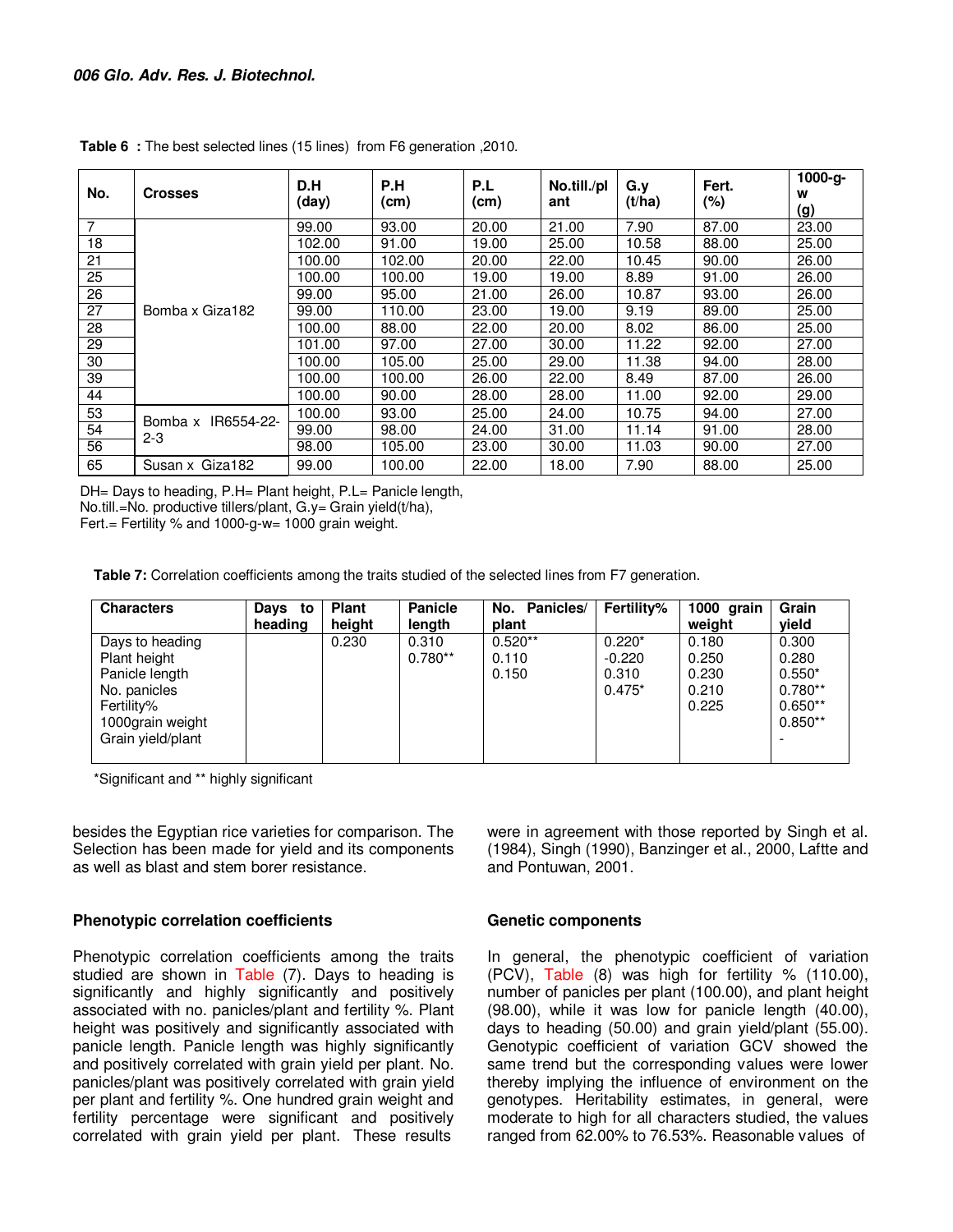**Table 6 : The best selected lines (15 lines) from F6 generation ,2010.**

| No. | Crosses | D.H (day) | P.H (cm) | P.L (cm) | No.till./plant | G.y (t/ha) | Fert. (%) | 1000-g-w (g) |
|---|---|---|---|---|---|---|---|---|
| 7 | Bomba x Giza182 | 99.00 | 93.00 | 20.00 | 21.00 | 7.90 | 87.00 | 23.00 |
| 18 | | 102.00 | 91.00 | 19.00 | 25.00 | 10.58 | 88.00 | 25.00 |
| 21 | | 100.00 | 102.00 | 20.00 | 22.00 | 10.45 | 90.00 | 26.00 |
| 25 | | 100.00 | 100.00 | 19.00 | 19.00 | 8.89 | 91.00 | 26.00 |
| 26 | | 99.00 | 95.00 | 21.00 | 26.00 | 10.87 | 93.00 | 26.00 |
| 27 | | 99.00 | 110.00 | 23.00 | 19.00 | 9.19 | 89.00 | 25.00 |
| 28 | | 100.00 | 88.00 | 22.00 | 20.00 | 8.02 | 86.00 | 25.00 |
| 29 | | 101.00 | 97.00 | 27.00 | 30.00 | 11.22 | 92.00 | 27.00 |
| 30 | | 100.00 | 105.00 | 25.00 | 29.00 | 11.38 | 94.00 | 28.00 |
| 39 | | 100.00 | 100.00 | 26.00 | 22.00 | 8.49 | 87.00 | 26.00 |
| 44 | | 100.00 | 90.00 | 28.00 | 28.00 | 11.00 | 92.00 | 29.00 |
| 53 | Bomba x IR6554-22-2-3 | 100.00 | 93.00 | 25.00 | 24.00 | 10.75 | 94.00 | 27.00 |
| 54 | | 99.00 | 98.00 | 24.00 | 31.00 | 11.14 | 91.00 | 28.00 |
| 56 | | 98.00 | 105.00 | 23.00 | 30.00 | 11.03 | 90.00 | 27.00 |
| 65 | Susan x Giza182 | 99.00 | 100.00 | 22.00 | 18.00 | 7.90 | 88.00 | 25.00 |

DH= Days to heading, P.H= Plant height, P.L= Panicle length,
No.till.=No. productive tillers/plant, G.y= Grain yield(t/ha),
Fert.= Fertility % and 1000-g-w= 1000 grain weight.

**Table 7:** Correlation coefficients among the traits studied of the selected lines from F7 generation.

| Characters | Days to heading | Plant height | Panicle length | No. Panicles/ plant | Fertility% | 1000 grain weight | Grain yield |
|---|---|---|---|---|---|---|---|
| Days to heading | | 0.230 | 0.310 | 0.520** | 0.220* | 0.180 | 0.300 |
| Plant height | | | 0.780** | 0.110 | -0.220 | 0.250 | 0.280 |
| Panicle length | | | | 0.150 | 0.310 | 0.230 | 0.550* |
| No. panicles | | | | | 0.475* | 0.210 | 0.780** |
| Fertility% | | | | | | 0.225 | 0.650** |
| 1000grain weight | | | | | | | 0.850** |
| Grain yield/plant | | | | | | | - |

*Significant and ** highly significant

besides the Egyptian rice varieties for comparison. The Selection has been made for yield and its components as well as blast and stem borer resistance.

## Phenotypic correlation coefficients

Phenotypic correlation coefficients among the traits studied are shown in Table (7). Days to heading is significantly and highly significantly and positively associated with no. panicles/plant and fertility %. Plant height was positively and significantly associated with panicle length. Panicle length was highly significantly and positively correlated with grain yield per plant. No. panicles/plant was positively correlated with grain yield per plant and fertility %. One hundred grain weight and fertility percentage were significant and positively correlated with grain yield per plant. These results were in agreement with those reported by Singh et al. (1984), Singh (1990), Banzinger et al., 2000, Laftte and and Pontuwan, 2001.

## Genetic components

In general, the phenotypic coefficient of variation (PCV), Table (8) was high for fertility % (110.00), number of panicles per plant (100.00), and plant height (98.00), while it was low for panicle length (40.00), days to heading (50.00) and grain yield/plant (55.00). Genotypic coefficient of variation GCV showed the same trend but the corresponding values were lower thereby implying the influence of environment on the genotypes. Heritability estimates, in general, were moderate to high for all characters studied, the values ranged from 62.00% to 76.53%. Reasonable values of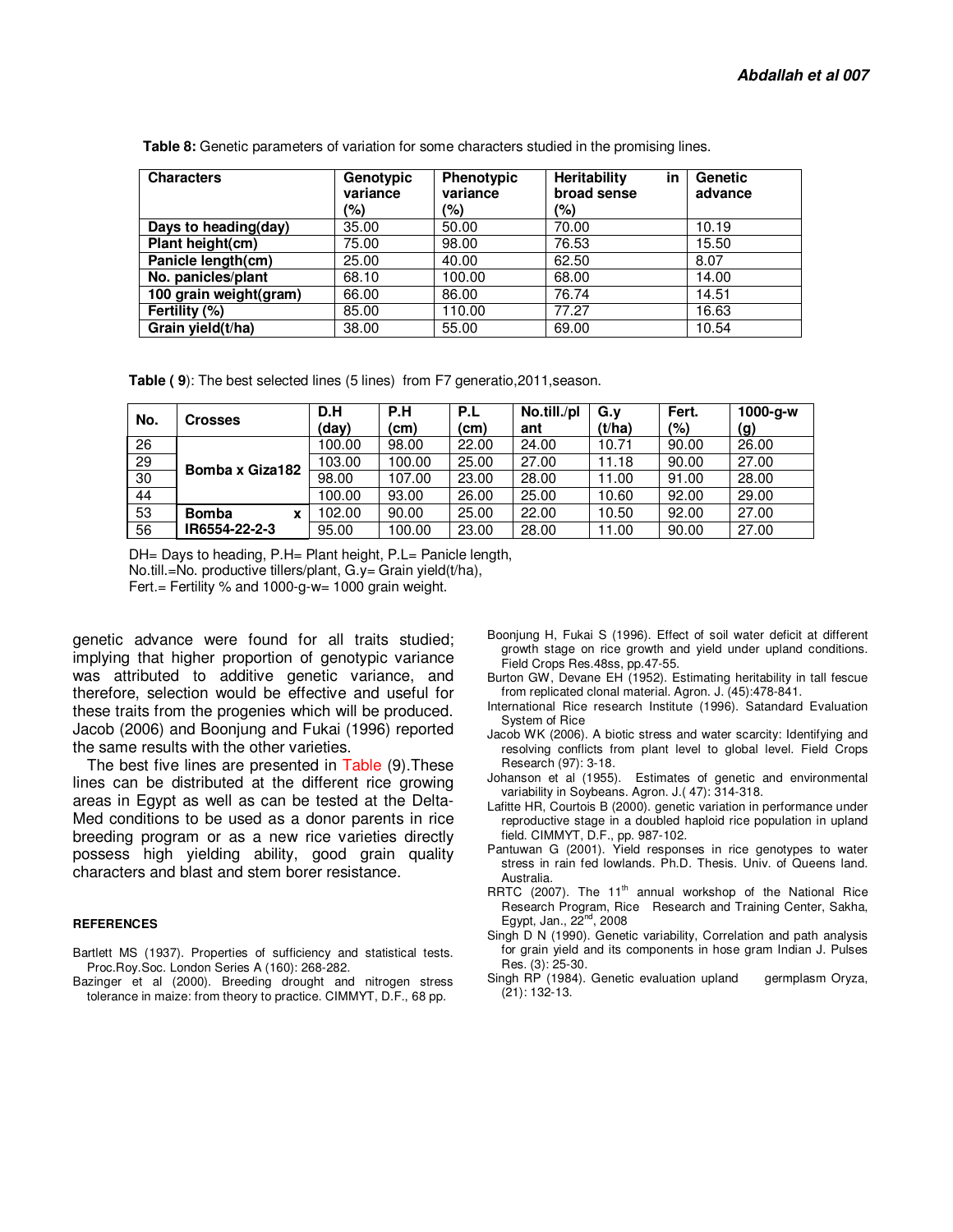**Table 8:** Genetic parameters of variation for some characters studied in the promising lines.

| Characters | Genotypic variance (%) | Phenotypic variance (%) | Heritability in broad sense (%) | Genetic advance |
|---|---|---|---|---|
| **Days to heading(day)** | 35.00 | 50.00 | 70.00 | 10.19 |
| **Plant height(cm)** | 75.00 | 98.00 | 76.53 | 15.50 |
| **Panicle length(cm)** | 25.00 | 40.00 | 62.50 | 8.07 |
| **No. panicles/plant** | 68.10 | 100.00 | 68.00 | 14.00 |
| **100 grain weight(gram)** | 66.00 | 86.00 | 76.74 | 14.51 |
| **Fertility (%)** | 85.00 | 110.00 | 77.27 | 16.63 |
| **Grain yield(t/ha)** | 38.00 | 55.00 | 69.00 | 10.54 |

**Table ( 9**): The best selected lines (5 lines) from F7 generatio,2011,season.

| No. | Crosses | D.H (day) | P.H (cm) | P.L (cm) | No.till./plant | G.y (t/ha) | Fert. (%) | 1000-g-w (g) |
|---|---|---|---|---|---|---|---|---|
| 26 | Bomba x Giza182 | 100.00 | 98.00 | 22.00 | 24.00 | 10.71 | 90.00 | 26.00 |
| 29 | | 103.00 | 100.00 | 25.00 | 27.00 | 11.18 | 90.00 | 27.00 |
| 30 | | 98.00 | 107.00 | 23.00 | 28.00 | 11.00 | 91.00 | 28.00 |
| 44 | | 100.00 | 93.00 | 26.00 | 25.00 | 10.60 | 92.00 | 29.00 |
| 53 | Bomba x IR6554-22-2-3 | 102.00 | 90.00 | 25.00 | 22.00 | 10.50 | 92.00 | 27.00 |
| 56 | | 95.00 | 100.00 | 23.00 | 28.00 | 11.00 | 90.00 | 27.00 |

DH= Days to heading, P.H= Plant height, P.L= Panicle length,
No.till.=No. productive tillers/plant, G.y= Grain yield(t/ha),
Fert.= Fertility % and 1000-g-w= 1000 grain weight.

genetic advance were found for all traits studied; implying that higher proportion of genotypic variance was attributed to additive genetic variance, and therefore, selection would be effective and useful for these traits from the progenies which will be produced. Jacob (2006) and Boonjung and Fukai (1996) reported the same results with the other varieties.

The best five lines are presented in Table (9).These lines can be distributed at the different rice growing areas in Egypt as well as can be tested at the Delta-Med conditions to be used as a donor parents in rice breeding program or as a new rice varieties directly possess high yielding ability, good grain quality characters and blast and stem borer resistance.

#### REFERENCES

Bartlett MS (1937). Properties of sufficiency and statistical tests. Proc.Roy.Soc. London Series A (160): 268-282.

Bazinger et al (2000). Breeding drought and nitrogen stress tolerance in maize: from theory to practice. CIMMYT, D.F., 68 pp.

Boonjung H, Fukai S (1996). Effect of soil water deficit at different growth stage on rice growth and yield under upland conditions. Field Crops Res.48ss, pp.47-55.

Burton GW, Devane EH (1952). Estimating heritability in tall fescue from replicated clonal material. Agron. J. (45):478-841.

International Rice research Institute (1996). Satandard Evaluation System of Rice

Jacob WK (2006). A biotic stress and water scarcity: Identifying and resolving conflicts from plant level to global level. Field Crops Research (97): 3-18.

Johanson et al (1955). Estimates of genetic and environmental variability in Soybeans. Agron. J.( 47): 314-318.

Lafitte HR, Courtois B (2000). genetic variation in performance under reproductive stage in a doubled haploid rice population in upland field. CIMMYT, D.F., pp. 987-102.

Pantuwan G (2001). Yield responses in rice genotypes to water stress in rain fed lowlands. Ph.D. Thesis. Univ. of Queens land. Australia.

RRTC (2007). The 11th annual workshop of the National Rice Research Program, Rice Research and Training Center, Sakha, Egypt, Jan., 22nd, 2008

Singh D N (1990). Genetic variability, Correlation and path analysis for grain yield and its components in hose gram Indian J. Pulses Res. (3): 25-30.

Singh RP (1984). Genetic evaluation upland germplasm Oryza, (21): 132-13.